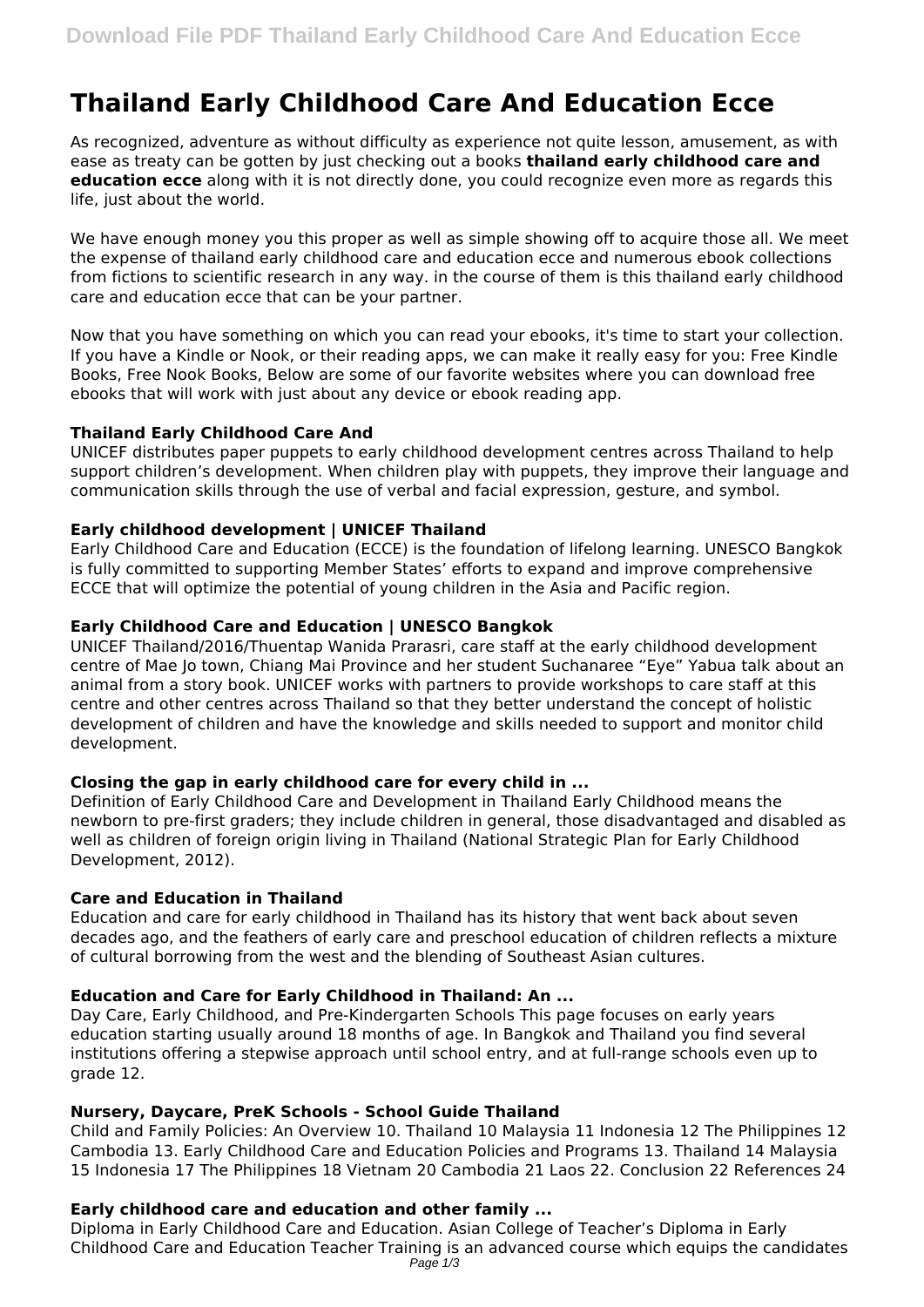# Thailand Early Childhood Care And Education Ecce

As recognized, adventure as without difficulty as experience not quite lesson, amusement, as with ease as treaty can be gotten by just checking out a books **thailand early childhood care and education ecce** along with it is not directly done, you could recognize even more as regards this life, just about the world.

We have enough money you this proper as well as simple showing off to acquire those all. We meet the expense of thailand early childhood care and education ecce and numerous ebook collections from fictions to scientific research in any way. in the course of them is this thailand early childhood care and education ecce that can be your partner.

Now that you have something on which you can read your ebooks, it's time to start your collection. If you have a Kindle or Nook, or their reading apps, we can make it really easy for you: Free Kindle Books, Free Nook Books, Below are some of our favorite websites where you can download free ebooks that will work with just about any device or ebook reading app.

### Thailand Early Childhood Care And

UNICEF distributes paper puppets to early childhood development centres across Thailand to help support children's development. When children play with puppets, they improve their language and communication skills through the use of verbal and facial expression, gesture, and symbol.

### Early childhood development | UNICEF Thailand

Early Childhood Care and Education (ECCE) is the foundation of lifelong learning. UNESCO Bangkok is fully committed to supporting Member States' efforts to expand and improve comprehensive ECCE that will optimize the potential of young children in the Asia and Pacific region.

### Early Childhood Care and Education | UNESCO Bangkok

UNICEF Thailand/2016/Thuentap Wanida Prarasri, care staff at the early childhood development centre of Mae Jo town, Chiang Mai Province and her student Suchanaree "Eye" Yabua talk about an animal from a story book. UNICEF works with partners to provide workshops to care staff at this centre and other centres across Thailand so that they better understand the concept of holistic development of children and have the knowledge and skills needed to support and monitor child development.

### Closing the gap in early childhood care for every child in ...

Definition of Early Childhood Care and Development in Thailand Early Childhood means the newborn to pre-first graders; they include children in general, those disadvantaged and disabled as well as children of foreign origin living in Thailand (National Strategic Plan for Early Childhood Development, 2012).

### Care and Education in Thailand

Education and care for early childhood in Thailand has its history that went back about seven decades ago, and the feathers of early care and preschool education of children reflects a mixture of cultural borrowing from the west and the blending of Southeast Asian cultures.

### Education and Care for Early Childhood in Thailand: An ...

Day Care, Early Childhood, and Pre-Kindergarten Schools This page focuses on early years education starting usually around 18 months of age. In Bangkok and Thailand you find several institutions offering a stepwise approach until school entry, and at full-range schools even up to grade 12.

### Nursery, Daycare, PreK Schools - School Guide Thailand

Child and Family Policies: An Overview 10. Thailand 10 Malaysia 11 Indonesia 12 The Philippines 12 Cambodia 13. Early Childhood Care and Education Policies and Programs 13. Thailand 14 Malaysia 15 Indonesia 17 The Philippines 18 Vietnam 20 Cambodia 21 Laos 22. Conclusion 22 References 24

### Early childhood care and education and other family ...

Diploma in Early Childhood Care and Education. Asian College of Teacher's Diploma in Early Childhood Care and Education Teacher Training is an advanced course which equips the candidates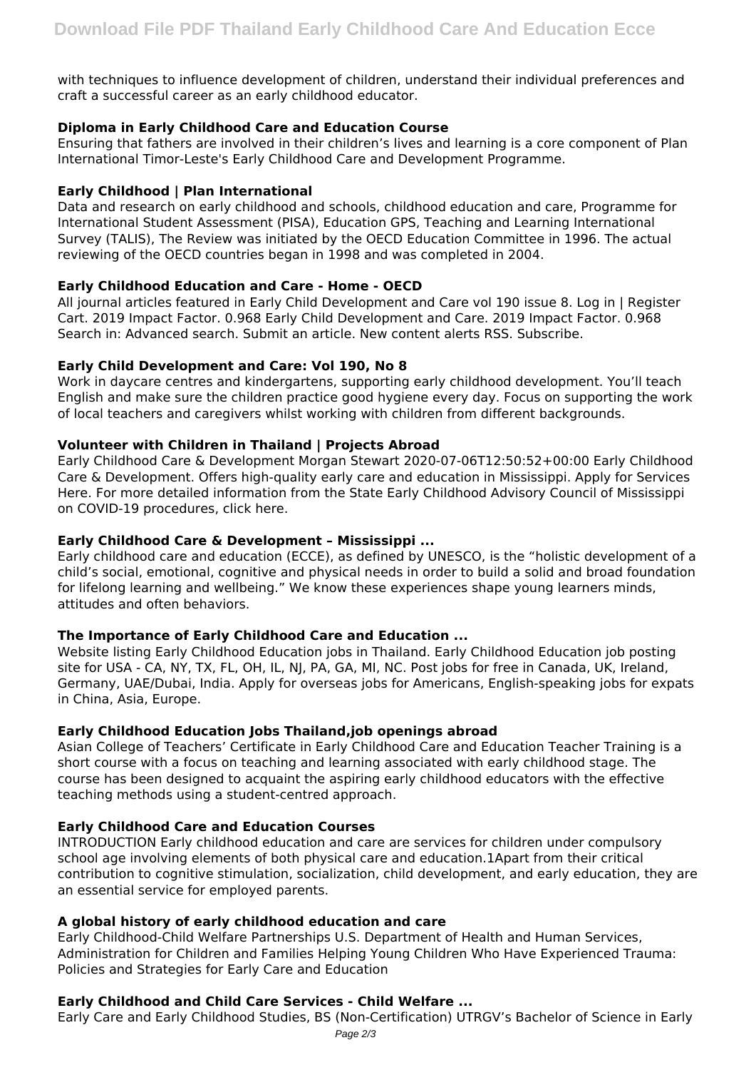with techniques to influence development of children, understand their individual preferences and craft a successful career as an early childhood educator.

### Diploma in Early Childhood Care and Education Course

Ensuring that fathers are involved in their children's lives and learning is a core component of Plan International Timor-Leste's Early Childhood Care and Development Programme.

### Early Childhood | Plan International

Data and research on early childhood and schools, childhood education and care, Programme for International Student Assessment (PISA), Education GPS, Teaching and Learning International Survey (TALIS), The Review was initiated by the OECD Education Committee in 1996. The actual reviewing of the OECD countries began in 1998 and was completed in 2004.

### Early Childhood Education and Care - Home - OECD

All journal articles featured in Early Child Development and Care vol 190 issue 8. Log in | Register Cart. 2019 Impact Factor. 0.968 Early Child Development and Care. 2019 Impact Factor. 0.968 Search in: Advanced search. Submit an article. New content alerts RSS. Subscribe.

### Early Child Development and Care: Vol 190, No 8

Work in daycare centres and kindergartens, supporting early childhood development. You'll teach English and make sure the children practice good hygiene every day. Focus on supporting the work of local teachers and caregivers whilst working with children from different backgrounds.

### Volunteer with Children in Thailand | Projects Abroad

Early Childhood Care & Development Morgan Stewart 2020-07-06T12:50:52+00:00 Early Childhood Care & Development. Offers high-quality early care and education in Mississippi. Apply for Services Here. For more detailed information from the State Early Childhood Advisory Council of Mississippi on COVID-19 procedures, click here.

### Early Childhood Care & Development – Mississippi ...

Early childhood care and education (ECCE), as defined by UNESCO, is the "holistic development of a child's social, emotional, cognitive and physical needs in order to build a solid and broad foundation for lifelong learning and wellbeing." We know these experiences shape young learners minds, attitudes and often behaviors.

### The Importance of Early Childhood Care and Education ...

Website listing Early Childhood Education jobs in Thailand. Early Childhood Education job posting site for USA - CA, NY, TX, FL, OH, IL, NJ, PA, GA, MI, NC. Post jobs for free in Canada, UK, Ireland, Germany, UAE/Dubai, India. Apply for overseas jobs for Americans, English-speaking jobs for expats in China, Asia, Europe.

### Early Childhood Education Jobs Thailand,job openings abroad

Asian College of Teachers' Certificate in Early Childhood Care and Education Teacher Training is a short course with a focus on teaching and learning associated with early childhood stage. The course has been designed to acquaint the aspiring early childhood educators with the effective teaching methods using a student-centred approach.

### Early Childhood Care and Education Courses

INTRODUCTION Early childhood education and care are services for children under compulsory school age involving elements of both physical care and education.1Apart from their critical contribution to cognitive stimulation, socialization, child development, and early education, they are an essential service for employed parents.

### A global history of early childhood education and care

Early Childhood-Child Welfare Partnerships U.S. Department of Health and Human Services, Administration for Children and Families Helping Young Children Who Have Experienced Trauma: Policies and Strategies for Early Care and Education

### Early Childhood and Child Care Services - Child Welfare ...

Early Care and Early Childhood Studies, BS (Non-Certification) UTRGV's Bachelor of Science in Early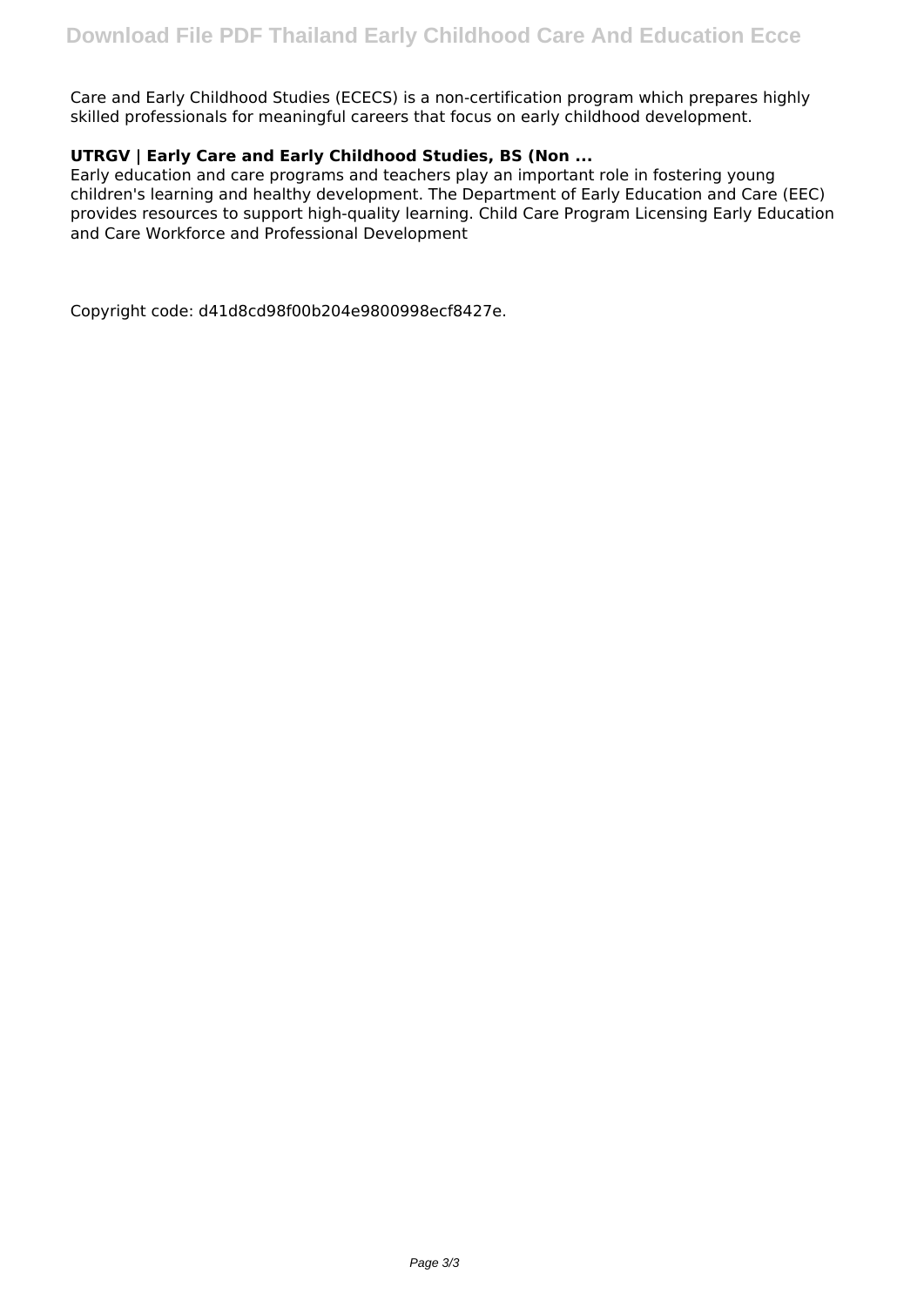Care and Early Childhood Studies (ECECS) is a non-certification program which prepares highly skilled professionals for meaningful careers that focus on early childhood development.

**UTRGV | Early Care and Early Childhood Studies, BS (Non ...**

Early education and care programs and teachers play an important role in fostering young children's learning and healthy development. The Department of Early Education and Care (EEC) provides resources to support high-quality learning. Child Care Program Licensing Early Education and Care Workforce and Professional Development

Copyright code: d41d8cd98f00b204e9800998ecf8427e.